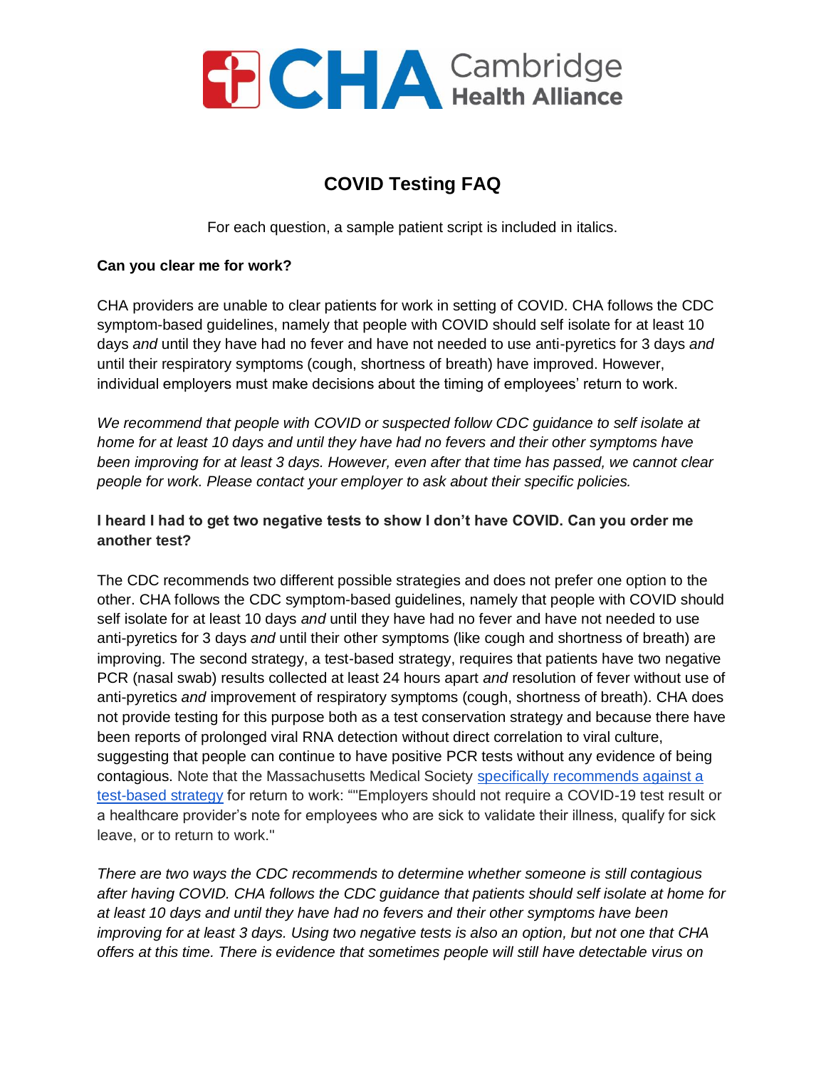CHA Cambridge Health Alliance

# COVID Testing FAQ

For each question, a sample patient script is included in italics.

**Can you clear me for work?**

CHA providers are unable to clear patients for work in setting of COVID. CHA follows the CDC symptom-based guidelines, namely that people with COVID should self isolate for at least 10 days *and* until they have had no fever and have not needed to use anti-pyretics for 3 days *and* until their respiratory symptoms (cough, shortness of breath) have improved. However, individual employers must make decisions about the timing of employees' return to work.

*We recommend that people with COVID or suspected follow CDC guidance to self isolate at home for at least 10 days and until they have had no fevers and their other symptoms have been improving for at least 3 days. However, even after that time has passed, we cannot clear people for work. Please contact your employer to ask about their specific policies.*

**I heard I had to get two negative tests to show I don't have COVID. Can you order me another test?**

The CDC recommends two different possible strategies and does not prefer one option to the other. CHA follows the CDC symptom-based guidelines, namely that people with COVID should self isolate for at least 10 days *and* until they have had no fever and have not needed to use anti-pyretics for 3 days *and* until their other symptoms (like cough and shortness of breath) are improving. The second strategy, a test-based strategy, requires that patients have two negative PCR (nasal swab) results collected at least 24 hours apart *and* resolution of fever without use of anti-pyretics *and* improvement of respiratory symptoms (cough, shortness of breath). CHA does not provide testing for this purpose both as a test conservation strategy and because there have been reports of prolonged viral RNA detection without direct correlation to viral culture, suggesting that people can continue to have positive PCR tests without any evidence of being contagious. Note that the Massachusetts Medical Society [specifically recommends against a test-based strategy] for return to work: ""Employers should not require a COVID-19 test result or a healthcare provider's note for employees who are sick to validate their illness, qualify for sick leave, or to return to work."

*There are two ways the CDC recommends to determine whether someone is still contagious after having COVID. CHA follows the CDC guidance that patients should self isolate at home for at least 10 days and until they have had no fevers and their other symptoms have been improving for at least 3 days. Using two negative tests is also an option, but not one that CHA offers at this time. There is evidence that sometimes people will still have detectable virus on*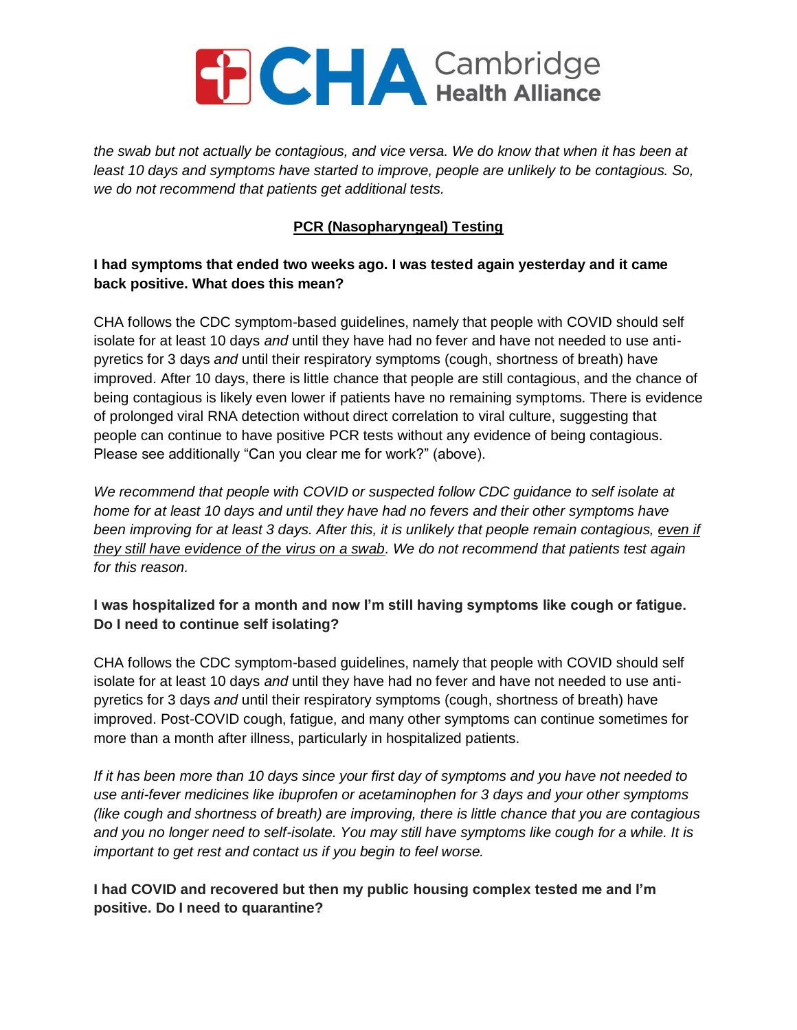*the swab but not actually be contagious, and vice versa. We do know that when it has been at least 10 days and symptoms have started to improve, people are unlikely to be contagious. So, we do not recommend that patients get additional tests.*

## PCR (Nasopharyngeal) Testing

**I had symptoms that ended two weeks ago. I was tested again yesterday and it came back positive. What does this mean?**

CHA follows the CDC symptom-based guidelines, namely that people with COVID should self isolate for at least 10 days *and* until they have had no fever and have not needed to use anti-pyretics for 3 days *and* until their respiratory symptoms (cough, shortness of breath) have improved. After 10 days, there is little chance that people are still contagious, and the chance of being contagious is likely even lower if patients have no remaining symptoms. There is evidence of prolonged viral RNA detection without direct correlation to viral culture, suggesting that people can continue to have positive PCR tests without any evidence of being contagious. Please see additionally "Can you clear me for work?" (above).

*We recommend that people with COVID or suspected follow CDC guidance to self isolate at home for at least 10 days and until they have had no fevers and their other symptoms have been improving for at least 3 days. After this, it is unlikely that people remain contagious, <u>even if they still have evidence of the virus on a swab</u>. We do not recommend that patients test again for this reason.*

**I was hospitalized for a month and now I'm still having symptoms like cough or fatigue. Do I need to continue self isolating?**

CHA follows the CDC symptom-based guidelines, namely that people with COVID should self isolate for at least 10 days *and* until they have had no fever and have not needed to use anti-pyretics for 3 days *and* until their respiratory symptoms (cough, shortness of breath) have improved. Post-COVID cough, fatigue, and many other symptoms can continue sometimes for more than a month after illness, particularly in hospitalized patients.

*If it has been more than 10 days since your first day of symptoms and you have not needed to use anti-fever medicines like ibuprofen or acetaminophen for 3 days and your other symptoms (like cough and shortness of breath) are improving, there is little chance that you are contagious and you no longer need to self-isolate. You may still have symptoms like cough for a while. It is important to get rest and contact us if you begin to feel worse.*

**I had COVID and recovered but then my public housing complex tested me and I'm positive. Do I need to quarantine?**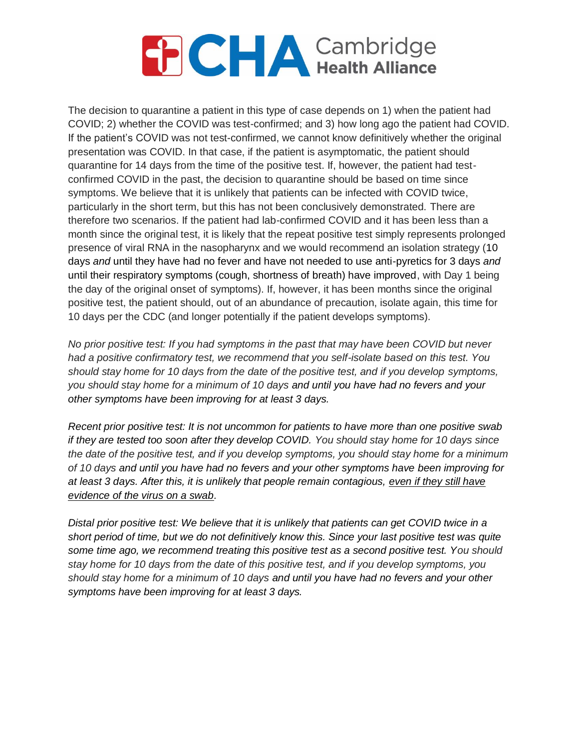The decision to quarantine a patient in this type of case depends on 1) when the patient had COVID; 2) whether the COVID was test-confirmed; and 3) how long ago the patient had COVID. If the patient's COVID was not test-confirmed, we cannot know definitively whether the original presentation was COVID. In that case, if the patient is asymptomatic, the patient should quarantine for 14 days from the time of the positive test. If, however, the patient had test-confirmed COVID in the past, the decision to quarantine should be based on time since symptoms. We believe that it is unlikely that patients can be infected with COVID twice, particularly in the short term, but this has not been conclusively demonstrated. There are therefore two scenarios. If the patient had lab-confirmed COVID and it has been less than a month since the original test, it is likely that the repeat positive test simply represents prolonged presence of viral RNA in the nasopharynx and we would recommend an isolation strategy (10 days *and* until they have had no fever and have not needed to use anti-pyretics for 3 days *and* until their respiratory symptoms (cough, shortness of breath) have improved, with Day 1 being the day of the original onset of symptoms). If, however, it has been months since the original positive test, the patient should, out of an abundance of precaution, isolate again, this time for 10 days per the CDC (and longer potentially if the patient develops symptoms).

*No prior positive test: If you had symptoms in the past that may have been COVID but never had a positive confirmatory test, we recommend that you self-isolate based on this test. You should stay home for 10 days from the date of the positive test, and if you develop symptoms, you should stay home for a minimum of 10 days and until you have had no fevers and your other symptoms have been improving for at least 3 days.*

*Recent prior positive test: It is not uncommon for patients to have more than one positive swab if they are tested too soon after they develop COVID. You should stay home for 10 days since the date of the positive test, and if you develop symptoms, you should stay home for a minimum of 10 days and until you have had no fevers and your other symptoms have been improving for at least 3 days. After this, it is unlikely that people remain contagious, <u>even if they still have evidence of the virus on a swab</u>.*

*Distal prior positive test: We believe that it is unlikely that patients can get COVID twice in a short period of time, but we do not definitively know this. Since your last positive test was quite some time ago, we recommend treating this positive test as a second positive test. You should stay home for 10 days from the date of this positive test, and if you develop symptoms, you should stay home for a minimum of 10 days and until you have had no fevers and your other symptoms have been improving for at least 3 days.*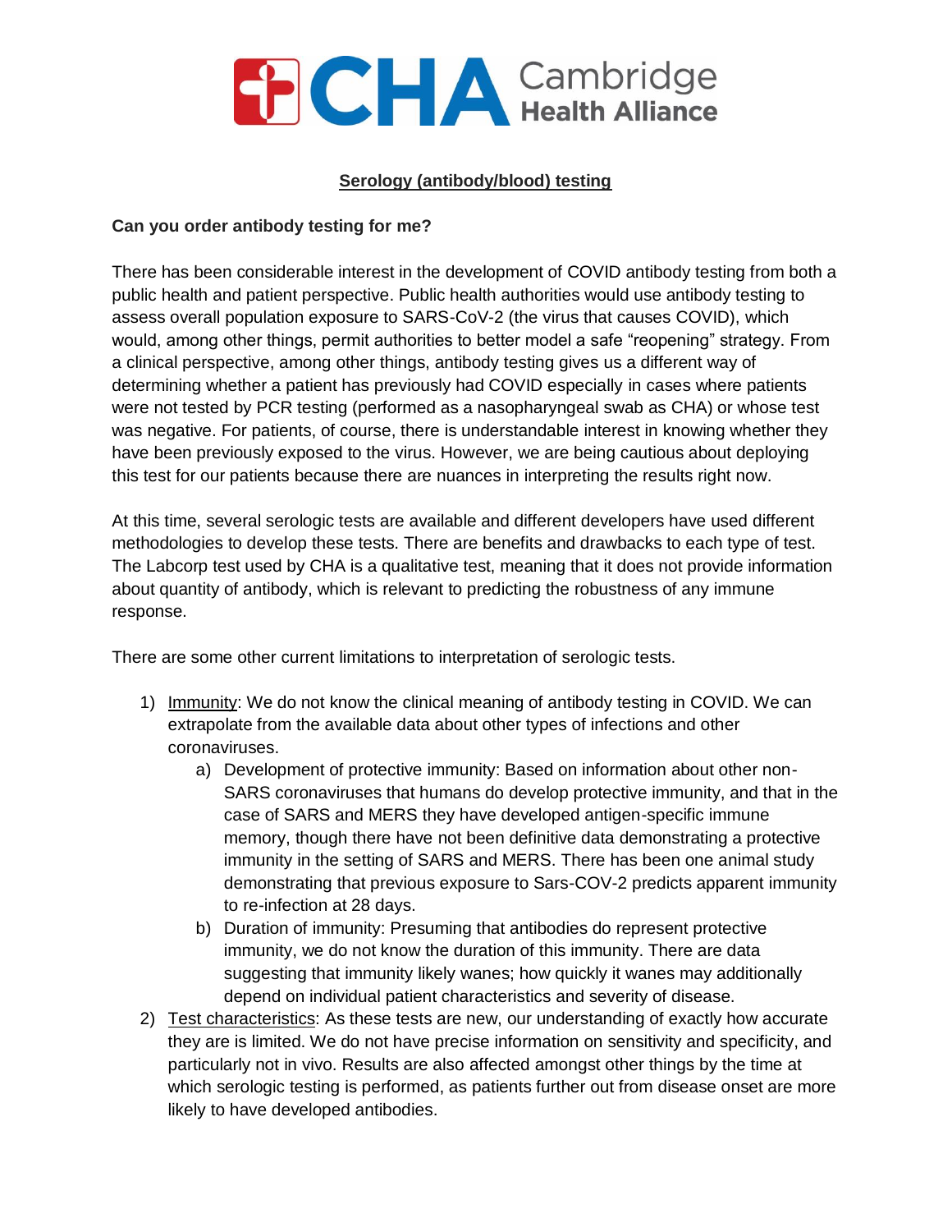**Serology (antibody/blood) testing**

**Can you order antibody testing for me?**

There has been considerable interest in the development of COVID antibody testing from both a public health and patient perspective. Public health authorities would use antibody testing to assess overall population exposure to SARS-CoV-2 (the virus that causes COVID), which would, among other things, permit authorities to better model a safe "reopening" strategy. From a clinical perspective, among other things, antibody testing gives us a different way of determining whether a patient has previously had COVID especially in cases where patients were not tested by PCR testing (performed as a nasopharyngeal swab as CHA) or whose test was negative. For patients, of course, there is understandable interest in knowing whether they have been previously exposed to the virus. However, we are being cautious about deploying this test for our patients because there are nuances in interpreting the results right now.

At this time, several serologic tests are available and different developers have used different methodologies to develop these tests. There are benefits and drawbacks to each type of test. The Labcorp test used by CHA is a qualitative test, meaning that it does not provide information about quantity of antibody, which is relevant to predicting the robustness of any immune response.

There are some other current limitations to interpretation of serologic tests.

1) Immunity: We do not know the clinical meaning of antibody testing in COVID. We can extrapolate from the available data about other types of infections and other coronaviruses.
   a) Development of protective immunity: Based on information about other non-SARS coronaviruses that humans do develop protective immunity, and that in the case of SARS and MERS they have developed antigen-specific immune memory, though there have not been definitive data demonstrating a protective immunity in the setting of SARS and MERS. There has been one animal study demonstrating that previous exposure to Sars-COV-2 predicts apparent immunity to re-infection at 28 days.
   b) Duration of immunity: Presuming that antibodies do represent protective immunity, we do not know the duration of this immunity. There are data suggesting that immunity likely wanes; how quickly it wanes may additionally depend on individual patient characteristics and severity of disease.
2) Test characteristics: As these tests are new, our understanding of exactly how accurate they are is limited. We do not have precise information on sensitivity and specificity, and particularly not in vivo. Results are also affected amongst other things by the time at which serologic testing is performed, as patients further out from disease onset are more likely to have developed antibodies.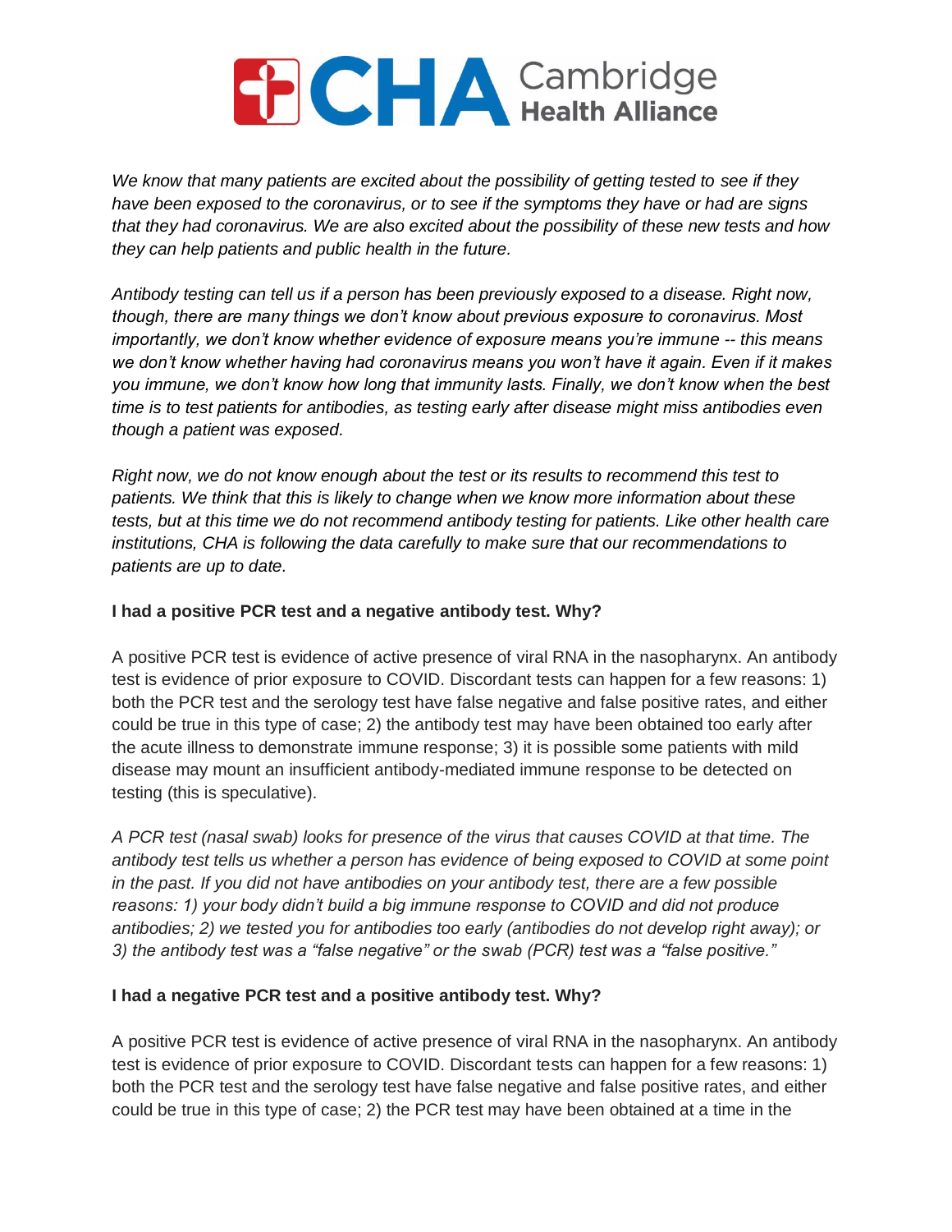*We know that many patients are excited about the possibility of getting tested to see if they have been exposed to the coronavirus, or to see if the symptoms they have or had are signs that they had coronavirus. We are also excited about the possibility of these new tests and how they can help patients and public health in the future.*

*Antibody testing can tell us if a person has been previously exposed to a disease. Right now, though, there are many things we don't know about previous exposure to coronavirus. Most importantly, we don't know whether evidence of exposure means you're immune -- this means we don't know whether having had coronavirus means you won't have it again. Even if it makes you immune, we don't know how long that immunity lasts. Finally, we don't know when the best time is to test patients for antibodies, as testing early after disease might miss antibodies even though a patient was exposed.*

*Right now, we do not know enough about the test or its results to recommend this test to patients. We think that this is likely to change when we know more information about these tests, but at this time we do not recommend antibody testing for patients. Like other health care institutions, CHA is following the data carefully to make sure that our recommendations to patients are up to date.*

**I had a positive PCR test and a negative antibody test. Why?**

A positive PCR test is evidence of active presence of viral RNA in the nasopharynx. An antibody test is evidence of prior exposure to COVID. Discordant tests can happen for a few reasons: 1) both the PCR test and the serology test have false negative and false positive rates, and either could be true in this type of case; 2) the antibody test may have been obtained too early after the acute illness to demonstrate immune response; 3) it is possible some patients with mild disease may mount an insufficient antibody-mediated immune response to be detected on testing (this is speculative).

*A PCR test (nasal swab) looks for presence of the virus that causes COVID at that time. The antibody test tells us whether a person has evidence of being exposed to COVID at some point in the past. If you did not have antibodies on your antibody test, there are a few possible reasons: 1) your body didn't build a big immune response to COVID and did not produce antibodies; 2) we tested you for antibodies too early (antibodies do not develop right away); or 3) the antibody test was a "false negative" or the swab (PCR) test was a "false positive."*

**I had a negative PCR test and a positive antibody test. Why?**

A positive PCR test is evidence of active presence of viral RNA in the nasopharynx. An antibody test is evidence of prior exposure to COVID. Discordant tests can happen for a few reasons: 1) both the PCR test and the serology test have false negative and false positive rates, and either could be true in this type of case; 2) the PCR test may have been obtained at a time in the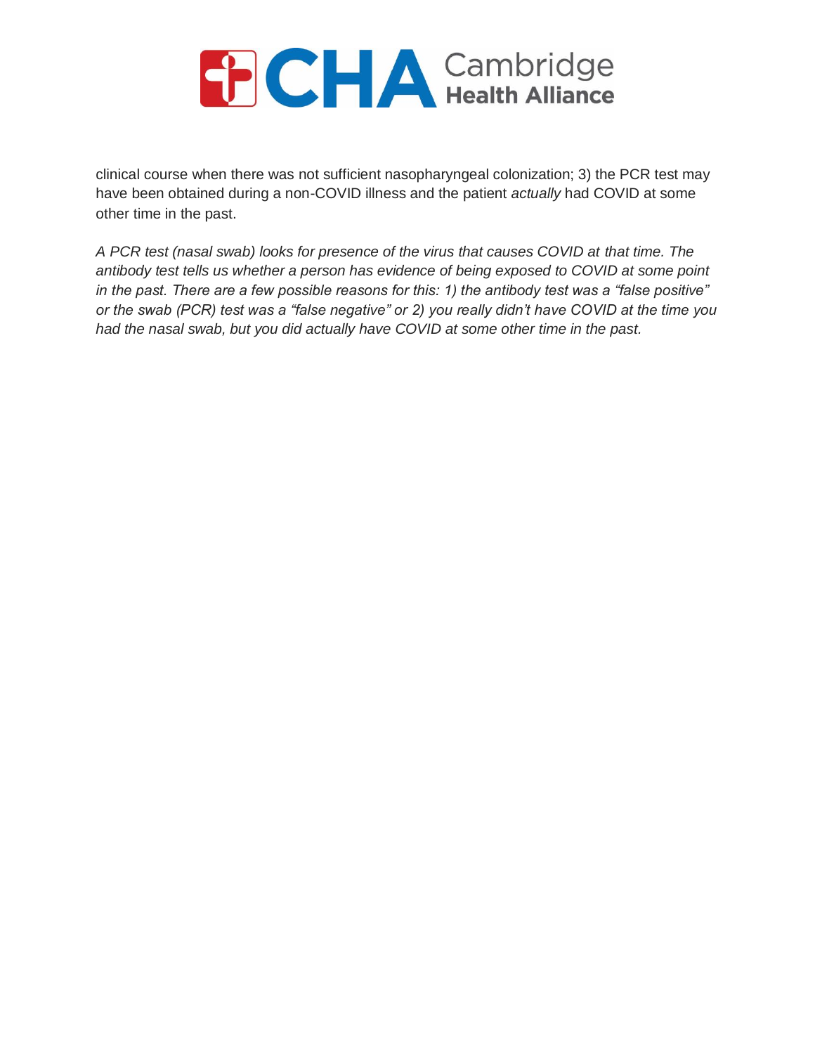clinical course when there was not sufficient nasopharyngeal colonization; 3) the PCR test may have been obtained during a non-COVID illness and the patient *actually* had COVID at some other time in the past.

*A PCR test (nasal swab) looks for presence of the virus that causes COVID at that time. The antibody test tells us whether a person has evidence of being exposed to COVID at some point in the past. There are a few possible reasons for this: 1) the antibody test was a "false positive" or the swab (PCR) test was a "false negative" or 2) you really didn't have COVID at the time you had the nasal swab, but you did actually have COVID at some other time in the past.*